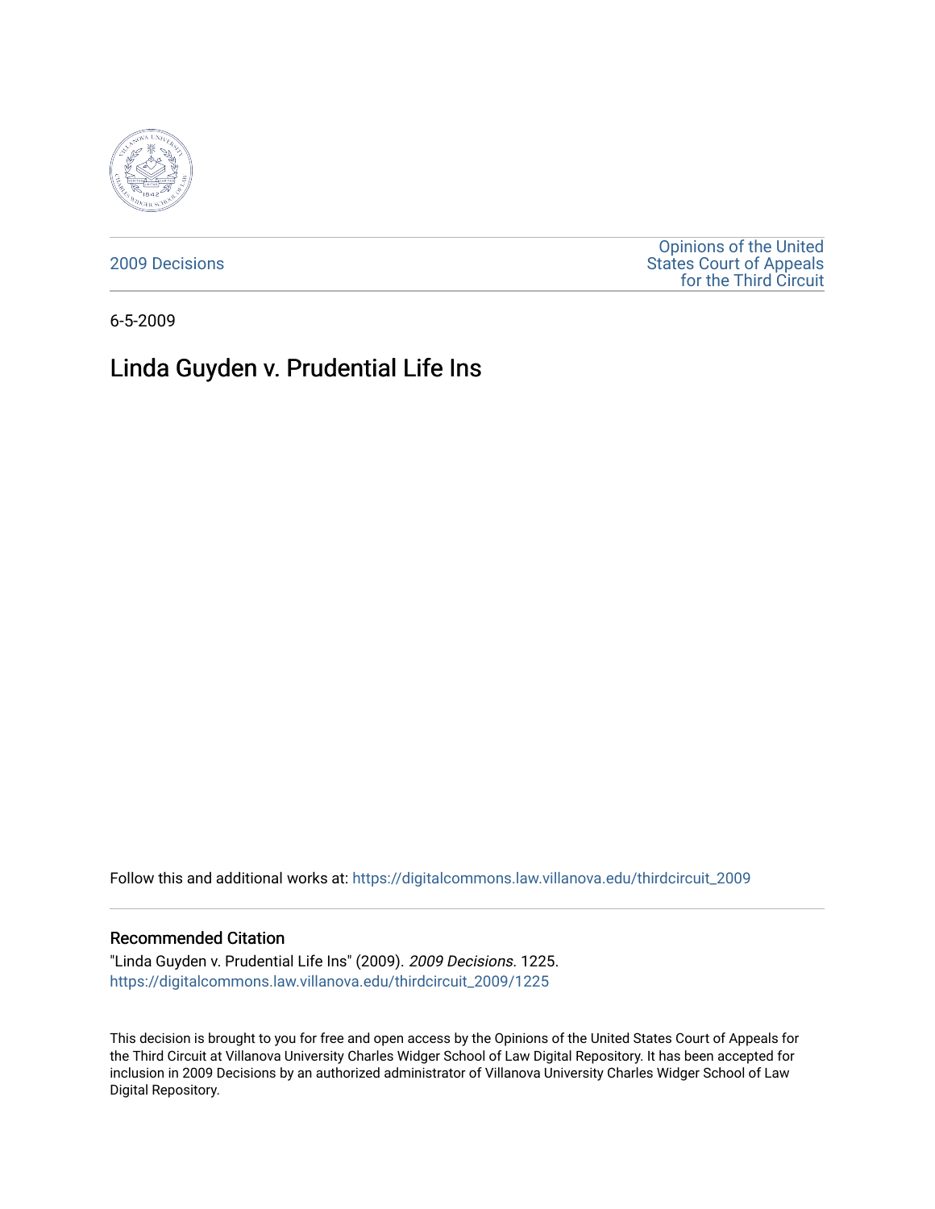2009 Decisions

Opinions of the United States Court of Appeals for the Third Circuit

6-5-2009

# Linda Guyden v. Prudential Life Ins

Follow this and additional works at: https://digitalcommons.law.villanova.edu/thirdcircuit_2009

## Recommended Citation

"Linda Guyden v. Prudential Life Ins" (2009). *2009 Decisions*. 1225.
https://digitalcommons.law.villanova.edu/thirdcircuit_2009/1225

This decision is brought to you for free and open access by the Opinions of the United States Court of Appeals for the Third Circuit at Villanova University Charles Widger School of Law Digital Repository. It has been accepted for inclusion in 2009 Decisions by an authorized administrator of Villanova University Charles Widger School of Law Digital Repository.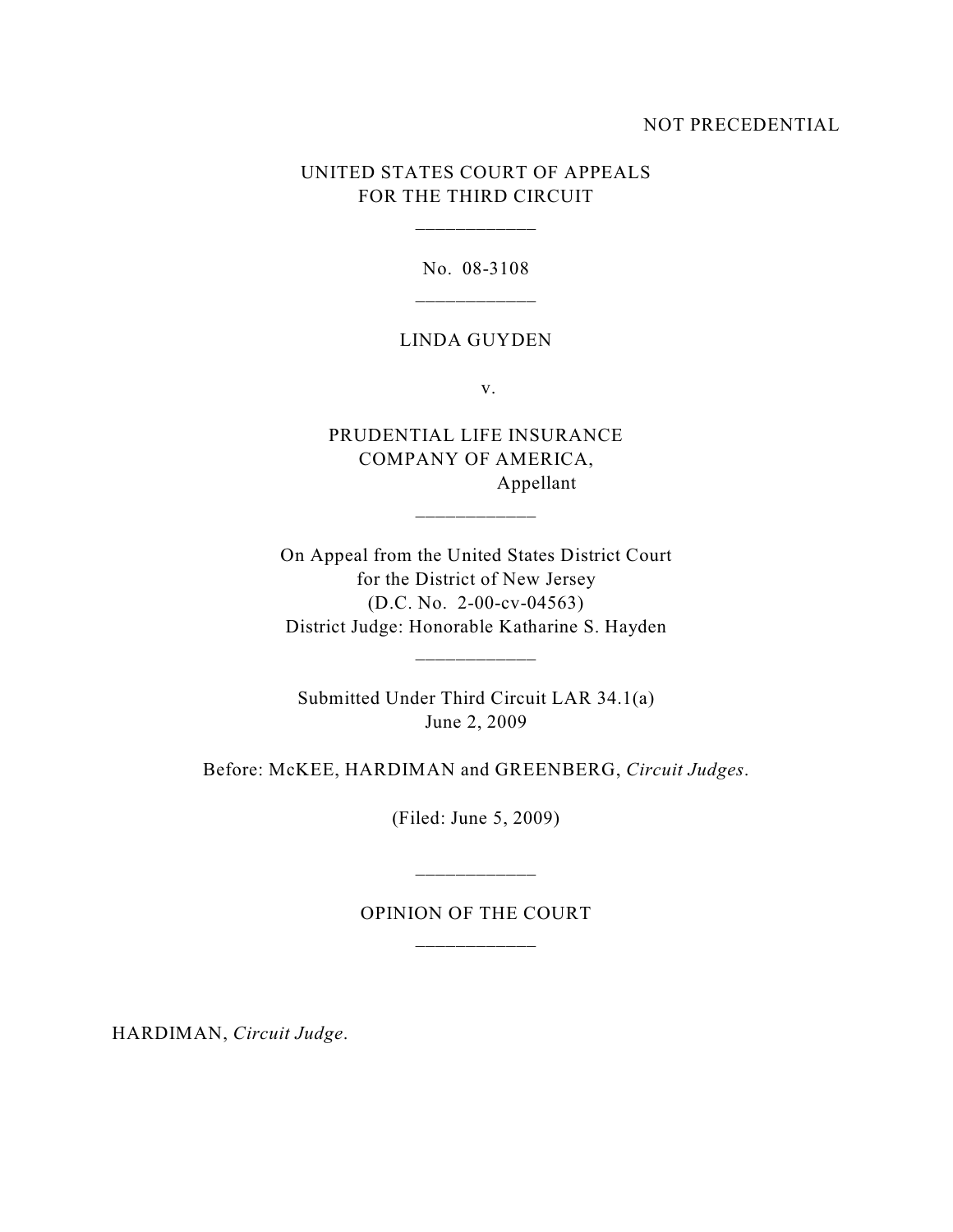NOT PRECEDENTIAL

UNITED STATES COURT OF APPEALS
FOR THE THIRD CIRCUIT

---

No. 08-3108

---

LINDA GUYDEN

v.

PRUDENTIAL LIFE INSURANCE
COMPANY OF AMERICA,
Appellant

---

On Appeal from the United States District Court
for the District of New Jersey
(D.C. No. 2-00-cv-04563)
District Judge: Honorable Katharine S. Hayden

---

Submitted Under Third Circuit LAR 34.1(a)
June 2, 2009

Before: McKEE, HARDIMAN and GREENBERG, *Circuit Judges*.

(Filed: June 5, 2009)

---

OPINION OF THE COURT

---

HARDIMAN, *Circuit Judge*.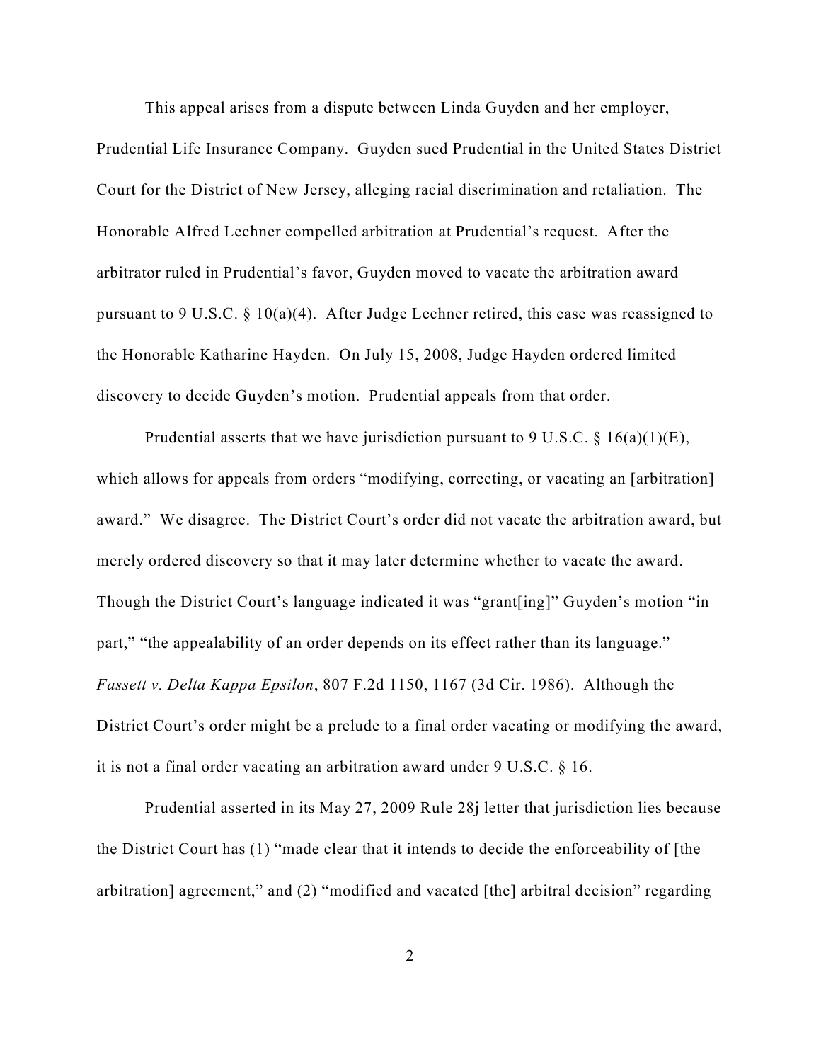This appeal arises from a dispute between Linda Guyden and her employer, Prudential Life Insurance Company. Guyden sued Prudential in the United States District Court for the District of New Jersey, alleging racial discrimination and retaliation. The Honorable Alfred Lechner compelled arbitration at Prudential's request. After the arbitrator ruled in Prudential's favor, Guyden moved to vacate the arbitration award pursuant to 9 U.S.C. § 10(a)(4). After Judge Lechner retired, this case was reassigned to the Honorable Katharine Hayden. On July 15, 2008, Judge Hayden ordered limited discovery to decide Guyden's motion. Prudential appeals from that order.

Prudential asserts that we have jurisdiction pursuant to 9 U.S.C. § 16(a)(1)(E), which allows for appeals from orders "modifying, correcting, or vacating an [arbitration] award." We disagree. The District Court's order did not vacate the arbitration award, but merely ordered discovery so that it may later determine whether to vacate the award. Though the District Court's language indicated it was "grant[ing]" Guyden's motion "in part," "the appealability of an order depends on its effect rather than its language." *Fassett v. Delta Kappa Epsilon*, 807 F.2d 1150, 1167 (3d Cir. 1986). Although the District Court's order might be a prelude to a final order vacating or modifying the award, it is not a final order vacating an arbitration award under 9 U.S.C. § 16.

Prudential asserted in its May 27, 2009 Rule 28j letter that jurisdiction lies because the District Court has (1) "made clear that it intends to decide the enforceability of [the arbitration] agreement," and (2) "modified and vacated [the] arbitral decision" regarding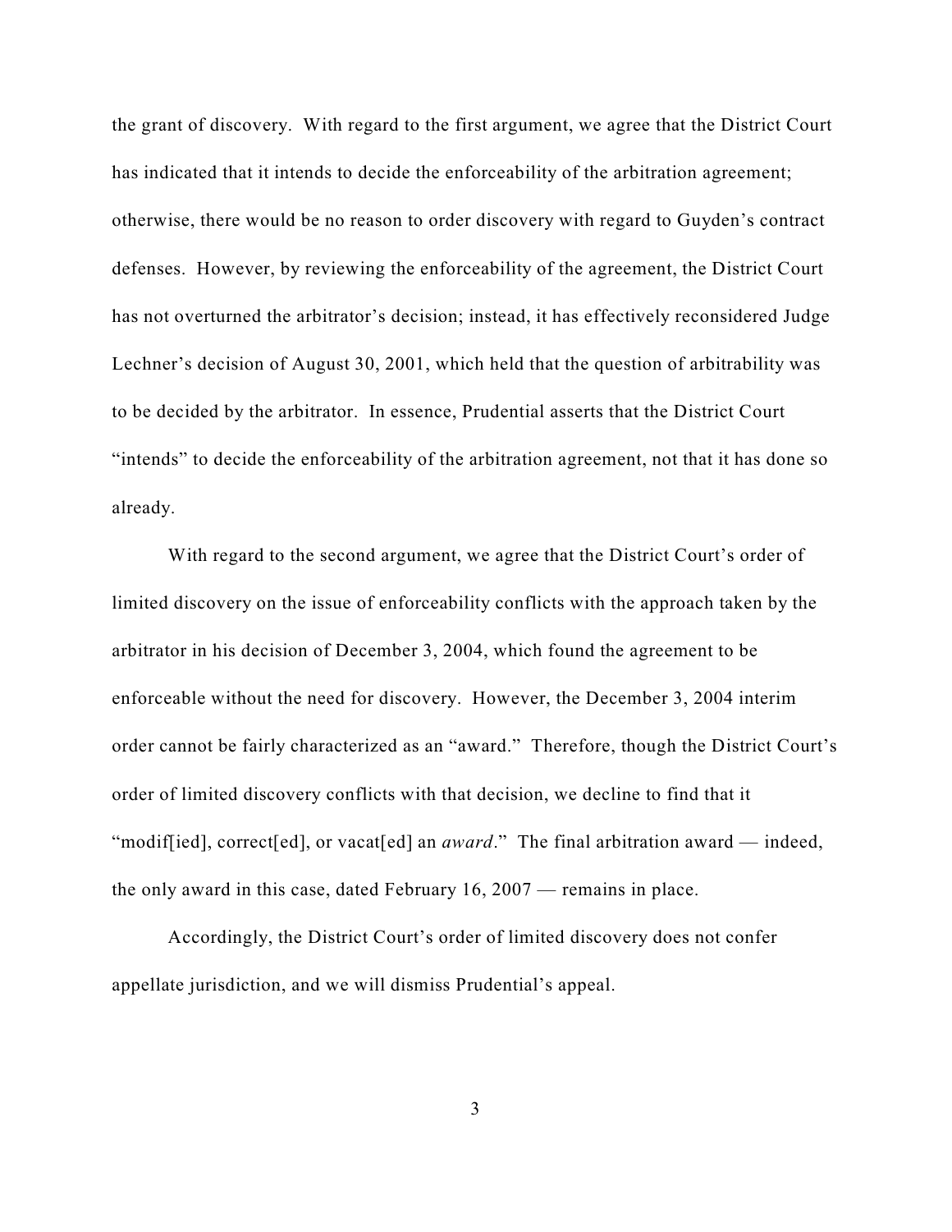the grant of discovery. With regard to the first argument, we agree that the District Court has indicated that it intends to decide the enforceability of the arbitration agreement; otherwise, there would be no reason to order discovery with regard to Guyden's contract defenses. However, by reviewing the enforceability of the agreement, the District Court has not overturned the arbitrator's decision; instead, it has effectively reconsidered Judge Lechner's decision of August 30, 2001, which held that the question of arbitrability was to be decided by the arbitrator. In essence, Prudential asserts that the District Court "intends" to decide the enforceability of the arbitration agreement, not that it has done so already.

With regard to the second argument, we agree that the District Court's order of limited discovery on the issue of enforceability conflicts with the approach taken by the arbitrator in his decision of December 3, 2004, which found the agreement to be enforceable without the need for discovery. However, the December 3, 2004 interim order cannot be fairly characterized as an "award." Therefore, though the District Court's order of limited discovery conflicts with that decision, we decline to find that it "modif[ied], correct[ed], or vacat[ed] an *award*." The final arbitration award — indeed, the only award in this case, dated February 16, 2007 — remains in place.

Accordingly, the District Court's order of limited discovery does not confer appellate jurisdiction, and we will dismiss Prudential's appeal.